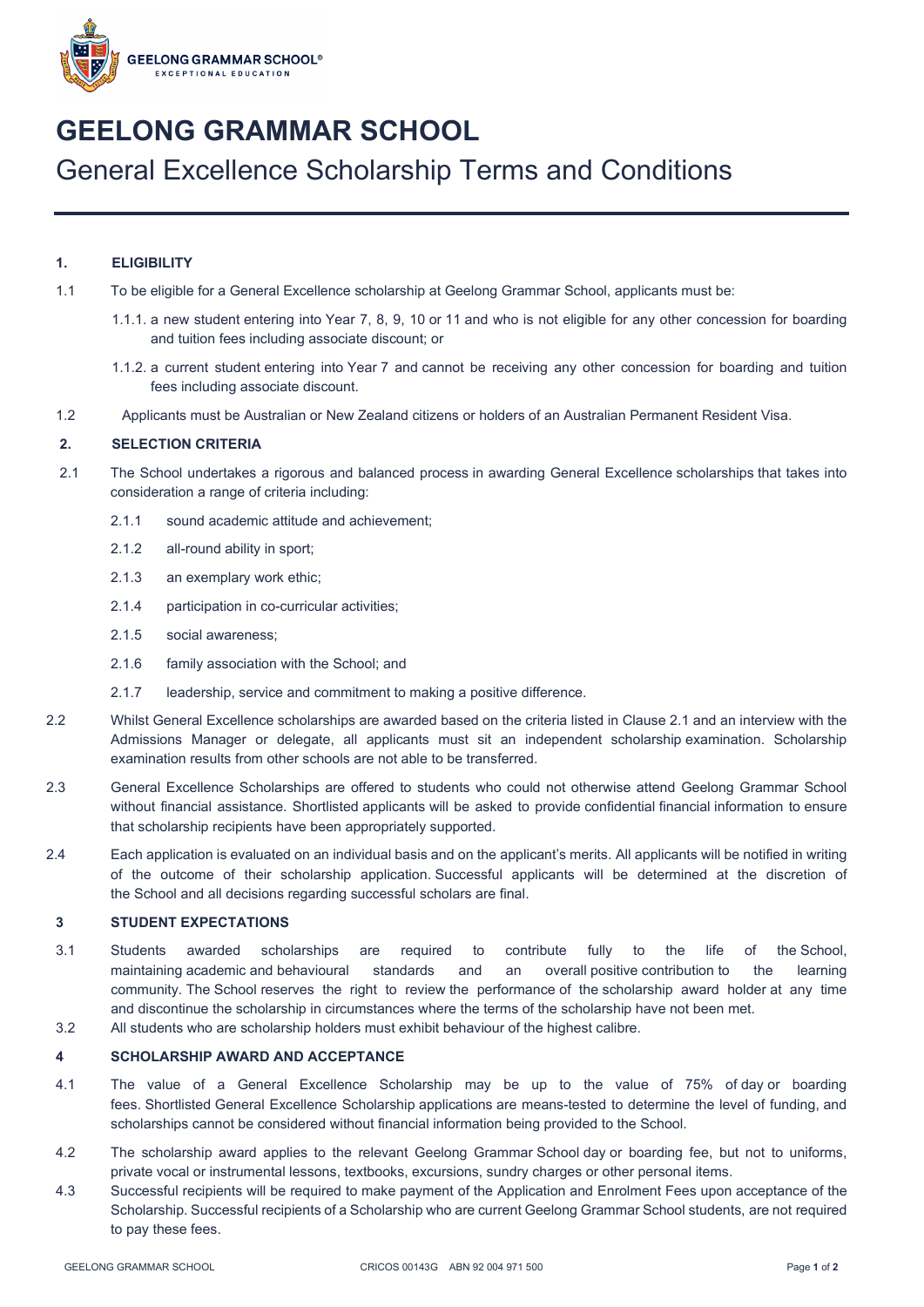# GEELONG GRAMMAR SCHOOL

## General Excellence Scholarship Terms and Conditions

### 1. ELIGIBILITY

1.1 To be eligible for a General Excellence scholarship at Geelong Grammar School, applicants must be:

1.1.1. a new student entering into Year 7, 8, 9, 10 or 11 and who is not eligible for any other concession for boarding and tuition fees including associate discount; or

1.1.2. a current student entering into Year 7 and cannot be receiving any other concession for boarding and tuition fees including associate discount.

1.2 Applicants must be Australian or New Zealand citizens or holders of an Australian Permanent Resident Visa.

### 2. SELECTION CRITERIA

2.1 The School undertakes a rigorous and balanced process in awarding General Excellence scholarships that takes into consideration a range of criteria including:

2.1.1 sound academic attitude and achievement;

2.1.2 all-round ability in sport;

2.1.3 an exemplary work ethic;

2.1.4 participation in co-curricular activities;

2.1.5 social awareness;

2.1.6 family association with the School; and

2.1.7 leadership, service and commitment to making a positive difference.

2.2 Whilst General Excellence scholarships are awarded based on the criteria listed in Clause 2.1 and an interview with the Admissions Manager or delegate, all applicants must sit an independent scholarship examination. Scholarship examination results from other schools are not able to be transferred.

2.3 General Excellence Scholarships are offered to students who could not otherwise attend Geelong Grammar School without financial assistance. Shortlisted applicants will be asked to provide confidential financial information to ensure that scholarship recipients have been appropriately supported.

2.4 Each application is evaluated on an individual basis and on the applicant's merits. All applicants will be notified in writing of the outcome of their scholarship application. Successful applicants will be determined at the discretion of the School and all decisions regarding successful scholars are final.

### 3 STUDENT EXPECTATIONS

3.1 Students awarded scholarships are required to contribute fully to the life of the School, maintaining academic and behavioural standards and an overall positive contribution to the learning community. The School reserves the right to review the performance of the scholarship award holder at any time and discontinue the scholarship in circumstances where the terms of the scholarship have not been met.

3.2 All students who are scholarship holders must exhibit behaviour of the highest calibre.

### 4 SCHOLARSHIP AWARD AND ACCEPTANCE

4.1 The value of a General Excellence Scholarship may be up to the value of 75% of day or boarding fees. Shortlisted General Excellence Scholarship applications are means-tested to determine the level of funding, and scholarships cannot be considered without financial information being provided to the School.

4.2 The scholarship award applies to the relevant Geelong Grammar School day or boarding fee, but not to uniforms, private vocal or instrumental lessons, textbooks, excursions, sundry charges or other personal items.

4.3 Successful recipients will be required to make payment of the Application and Enrolment Fees upon acceptance of the Scholarship. Successful recipients of a Scholarship who are current Geelong Grammar School students, are not required to pay these fees.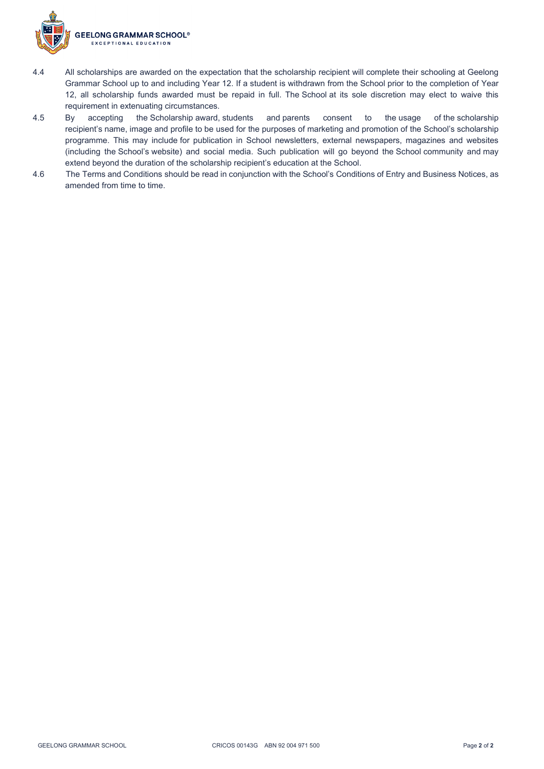4.4 All scholarships are awarded on the expectation that the scholarship recipient will complete their schooling at Geelong Grammar School up to and including Year 12. If a student is withdrawn from the School prior to the completion of Year 12, all scholarship funds awarded must be repaid in full. The School at its sole discretion may elect to waive this requirement in extenuating circumstances.

4.5 By accepting the Scholarship award, students and parents consent to the usage of the scholarship recipient's name, image and profile to be used for the purposes of marketing and promotion of the School's scholarship programme. This may include for publication in School newsletters, external newspapers, magazines and websites (including the School's website) and social media. Such publication will go beyond the School community and may extend beyond the duration of the scholarship recipient's education at the School.

4.6 The Terms and Conditions should be read in conjunction with the School's Conditions of Entry and Business Notices, as amended from time to time.